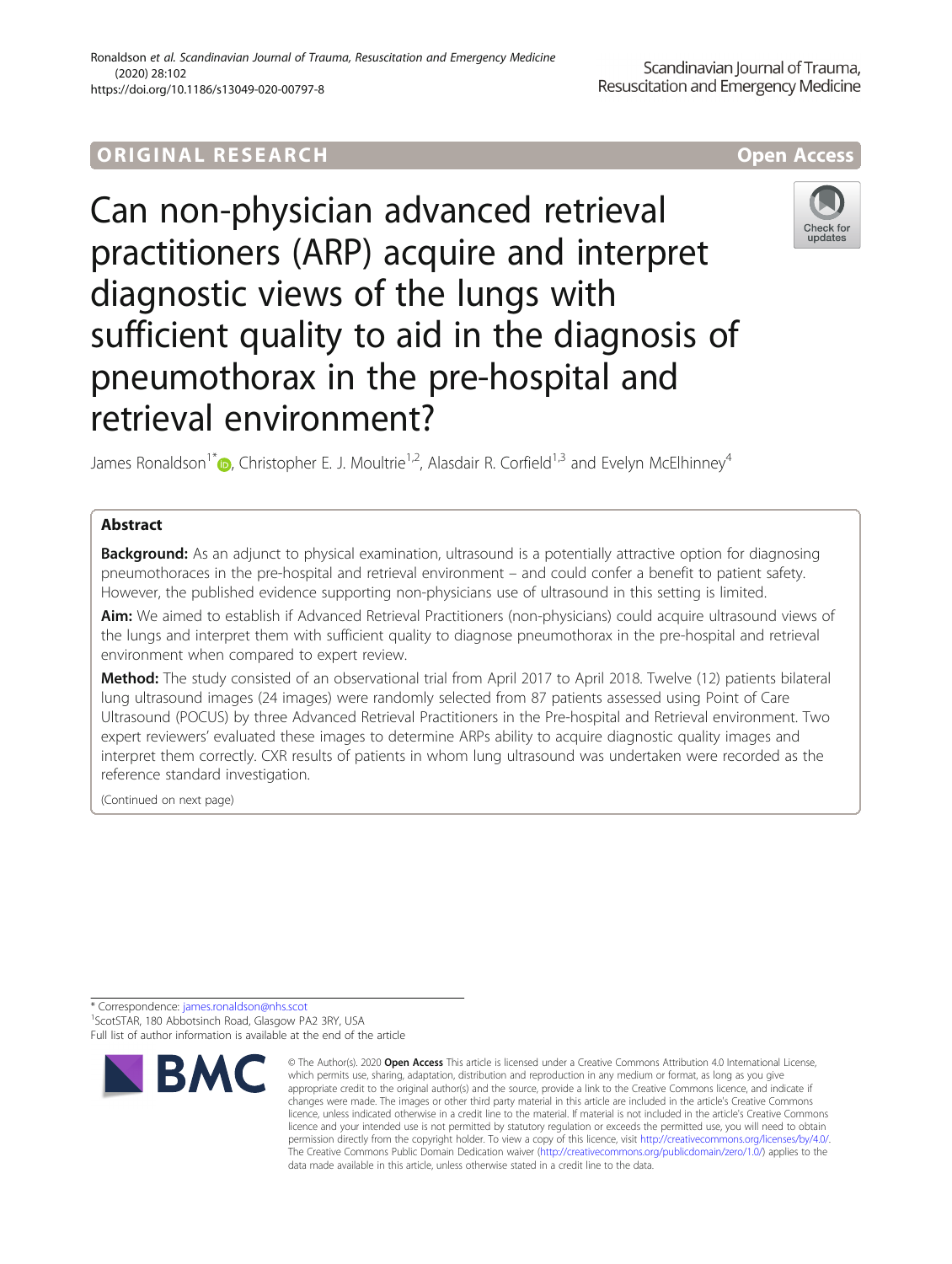ORIGINAL RESEARCH

Open Access

# Can non-physician advanced retrieval practitioners (ARP) acquire and interpret diagnostic views of the lungs with sufficient quality to aid in the diagnosis of pneumothorax in the pre-hospital and retrieval environment?

James Ronaldson[1*], Christopher E. J. Moultrie[1,2], Alasdair R. Corfield[1,3] and Evelyn McElhinney[4]

## Abstract

**Background:** As an adjunct to physical examination, ultrasound is a potentially attractive option for diagnosing pneumothoraces in the pre-hospital and retrieval environment – and could confer a benefit to patient safety. However, the published evidence supporting non-physicians use of ultrasound in this setting is limited.

**Aim:** We aimed to establish if Advanced Retrieval Practitioners (non-physicians) could acquire ultrasound views of the lungs and interpret them with sufficient quality to diagnose pneumothorax in the pre-hospital and retrieval environment when compared to expert review.

**Method:** The study consisted of an observational trial from April 2017 to April 2018. Twelve (12) patients bilateral lung ultrasound images (24 images) were randomly selected from 87 patients assessed using Point of Care Ultrasound (POCUS) by three Advanced Retrieval Practitioners in the Pre-hospital and Retrieval environment. Two expert reviewers' evaluated these images to determine ARPs ability to acquire diagnostic quality images and interpret them correctly. CXR results of patients in whom lung ultrasound was undertaken were recorded as the reference standard investigation.

(Continued on next page)

\* Correspondence: james.ronaldson@nhs.scot
[1]ScotSTAR, 180 Abbotsinch Road, Glasgow PA2 3RY, USA
Full list of author information is available at the end of the article

© The Author(s). 2020 **Open Access** This article is licensed under a Creative Commons Attribution 4.0 International License, which permits use, sharing, adaptation, distribution and reproduction in any medium or format, as long as you give appropriate credit to the original author(s) and the source, provide a link to the Creative Commons licence, and indicate if changes were made. The images or other third party material in this article are included in the article's Creative Commons licence, unless indicated otherwise in a credit line to the material. If material is not included in the article's Creative Commons licence and your intended use is not permitted by statutory regulation or exceeds the permitted use, you will need to obtain permission directly from the copyright holder. To view a copy of this licence, visit http://creativecommons.org/licenses/by/4.0/. The Creative Commons Public Domain Dedication waiver (http://creativecommons.org/publicdomain/zero/1.0/) applies to the data made available in this article, unless otherwise stated in a credit line to the data.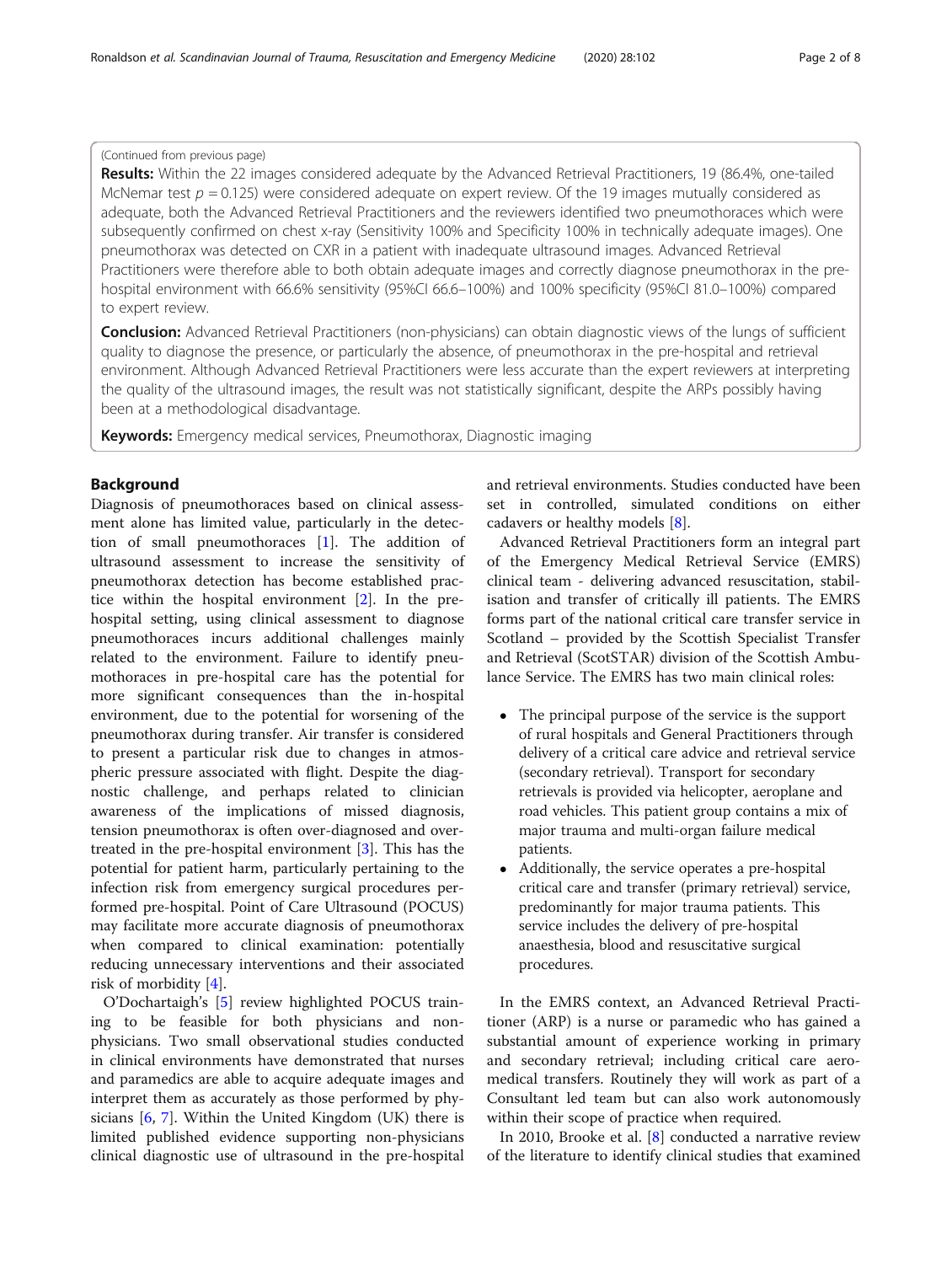(Continued from previous page)

**Results:** Within the 22 images considered adequate by the Advanced Retrieval Practitioners, 19 (86.4%, one-tailed McNemar test $p = 0.125$) were considered adequate on expert review. Of the 19 images mutually considered as adequate, both the Advanced Retrieval Practitioners and the reviewers identified two pneumothoraces which were subsequently confirmed on chest x-ray (Sensitivity 100% and Specificity 100% in technically adequate images). One pneumothorax was detected on CXR in a patient with inadequate ultrasound images. Advanced Retrieval Practitioners were therefore able to both obtain adequate images and correctly diagnose pneumothorax in the pre-hospital environment with 66.6% sensitivity (95%CI 66.6–100%) and 100% specificity (95%CI 81.0–100%) compared to expert review.

**Conclusion:** Advanced Retrieval Practitioners (non-physicians) can obtain diagnostic views of the lungs of sufficient quality to diagnose the presence, or particularly the absence, of pneumothorax in the pre-hospital and retrieval environment. Although Advanced Retrieval Practitioners were less accurate than the expert reviewers at interpreting the quality of the ultrasound images, the result was not statistically significant, despite the ARPs possibly having been at a methodological disadvantage.

**Keywords:** Emergency medical services, Pneumothorax, Diagnostic imaging

## Background

Diagnosis of pneumothoraces based on clinical assessment alone has limited value, particularly in the detection of small pneumothoraces [1]. The addition of ultrasound assessment to increase the sensitivity of pneumothorax detection has become established practice within the hospital environment [2]. In the pre-hospital setting, using clinical assessment to diagnose pneumothoraces incurs additional challenges mainly related to the environment. Failure to identify pneumothoraces in pre-hospital care has the potential for more significant consequences than the in-hospital environment, due to the potential for worsening of the pneumothorax during transfer. Air transfer is considered to present a particular risk due to changes in atmospheric pressure associated with flight. Despite the diagnostic challenge, and perhaps related to clinician awareness of the implications of missed diagnosis, tension pneumothorax is often over-diagnosed and overtreated in the pre-hospital environment [3]. This has the potential for patient harm, particularly pertaining to the infection risk from emergency surgical procedures performed pre-hospital. Point of Care Ultrasound (POCUS) may facilitate more accurate diagnosis of pneumothorax when compared to clinical examination: potentially reducing unnecessary interventions and their associated risk of morbidity [4].

O'Dochartaigh's [5] review highlighted POCUS training to be feasible for both physicians and non-physicians. Two small observational studies conducted in clinical environments have demonstrated that nurses and paramedics are able to acquire adequate images and interpret them as accurately as those performed by physicians [6, 7]. Within the United Kingdom (UK) there is limited published evidence supporting non-physicians clinical diagnostic use of ultrasound in the pre-hospital and retrieval environments. Studies conducted have been set in controlled, simulated conditions on either cadavers or healthy models [8].

Advanced Retrieval Practitioners form an integral part of the Emergency Medical Retrieval Service (EMRS) clinical team - delivering advanced resuscitation, stabilisation and transfer of critically ill patients. The EMRS forms part of the national critical care transfer service in Scotland – provided by the Scottish Specialist Transfer and Retrieval (ScotSTAR) division of the Scottish Ambulance Service. The EMRS has two main clinical roles:

- The principal purpose of the service is the support of rural hospitals and General Practitioners through delivery of a critical care advice and retrieval service (secondary retrieval). Transport for secondary retrievals is provided via helicopter, aeroplane and road vehicles. This patient group contains a mix of major trauma and multi-organ failure medical patients.
- Additionally, the service operates a pre-hospital critical care and transfer (primary retrieval) service, predominantly for major trauma patients. This service includes the delivery of pre-hospital anaesthesia, blood and resuscitative surgical procedures.

In the EMRS context, an Advanced Retrieval Practitioner (ARP) is a nurse or paramedic who has gained a substantial amount of experience working in primary and secondary retrieval; including critical care aeromedical transfers. Routinely they will work as part of a Consultant led team but can also work autonomously within their scope of practice when required.

In 2010, Brooke et al. [8] conducted a narrative review of the literature to identify clinical studies that examined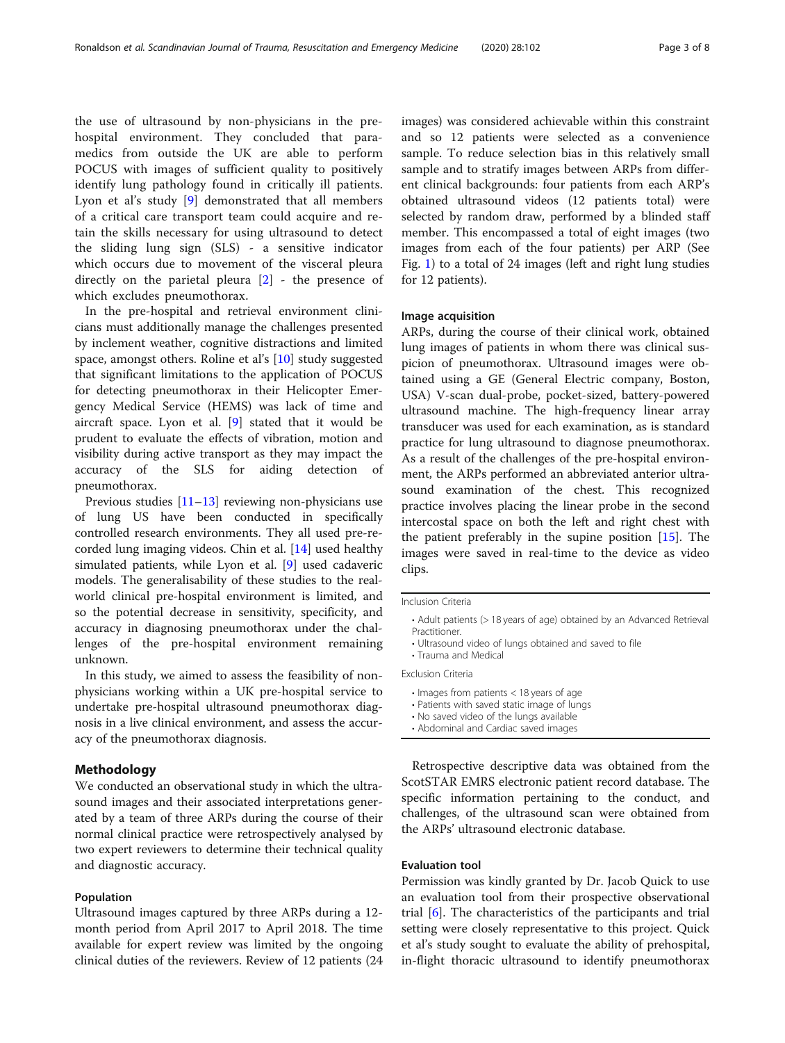the use of ultrasound by non-physicians in the pre-hospital environment. They concluded that paramedics from outside the UK are able to perform POCUS with images of sufficient quality to positively identify lung pathology found in critically ill patients. Lyon et al's study [9] demonstrated that all members of a critical care transport team could acquire and retain the skills necessary for using ultrasound to detect the sliding lung sign (SLS) - a sensitive indicator which occurs due to movement of the visceral pleura directly on the parietal pleura [2] - the presence of which excludes pneumothorax.

In the pre-hospital and retrieval environment clinicians must additionally manage the challenges presented by inclement weather, cognitive distractions and limited space, amongst others. Roline et al's [10] study suggested that significant limitations to the application of POCUS for detecting pneumothorax in their Helicopter Emergency Medical Service (HEMS) was lack of time and aircraft space. Lyon et al. [9] stated that it would be prudent to evaluate the effects of vibration, motion and visibility during active transport as they may impact the accuracy of the SLS for aiding detection of pneumothorax.

Previous studies [11–13] reviewing non-physicians use of lung US have been conducted in specifically controlled research environments. They all used pre-recorded lung imaging videos. Chin et al. [14] used healthy simulated patients, while Lyon et al. [9] used cadaveric models. The generalisability of these studies to the real-world clinical pre-hospital environment is limited, and so the potential decrease in sensitivity, specificity, and accuracy in diagnosing pneumothorax under the challenges of the pre-hospital environment remaining unknown.

In this study, we aimed to assess the feasibility of non-physicians working within a UK pre-hospital service to undertake pre-hospital ultrasound pneumothorax diagnosis in a live clinical environment, and assess the accuracy of the pneumothorax diagnosis.

## Methodology

We conducted an observational study in which the ultrasound images and their associated interpretations generated by a team of three ARPs during the course of their normal clinical practice were retrospectively analysed by two expert reviewers to determine their technical quality and diagnostic accuracy.

### Population

Ultrasound images captured by three ARPs during a 12-month period from April 2017 to April 2018. The time available for expert review was limited by the ongoing clinical duties of the reviewers. Review of 12 patients (24 images) was considered achievable within this constraint and so 12 patients were selected as a convenience sample. To reduce selection bias in this relatively small sample and to stratify images between ARPs from different clinical backgrounds: four patients from each ARP's obtained ultrasound videos (12 patients total) were selected by random draw, performed by a blinded staff member. This encompassed a total of eight images (two images from each of the four patients) per ARP (See Fig. 1) to a total of 24 images (left and right lung studies for 12 patients).

### Image acquisition

ARPs, during the course of their clinical work, obtained lung images of patients in whom there was clinical suspicion of pneumothorax. Ultrasound images were obtained using a GE (General Electric company, Boston, USA) V-scan dual-probe, pocket-sized, battery-powered ultrasound machine. The high-frequency linear array transducer was used for each examination, as is standard practice for lung ultrasound to diagnose pneumothorax. As a result of the challenges of the pre-hospital environment, the ARPs performed an abbreviated anterior ultrasound examination of the chest. This recognized practice involves placing the linear probe in the second intercostal space on both the left and right chest with the patient preferably in the supine position [15]. The images were saved in real-time to the device as video clips.

Inclusion Criteria

- Adult patients (> 18 years of age) obtained by an Advanced Retrieval Practitioner.
- Ultrasound video of lungs obtained and saved to file
- Trauma and Medical

Exclusion Criteria

- Images from patients < 18 years of age
- Patients with saved static image of lungs
- No saved video of the lungs available
- Abdominal and Cardiac saved images

Retrospective descriptive data was obtained from the ScotSTAR EMRS electronic patient record database. The specific information pertaining to the conduct, and challenges, of the ultrasound scan were obtained from the ARPs' ultrasound electronic database.

### Evaluation tool

Permission was kindly granted by Dr. Jacob Quick to use an evaluation tool from their prospective observational trial [6]. The characteristics of the participants and trial setting were closely representative to this project. Quick et al's study sought to evaluate the ability of prehospital, in-flight thoracic ultrasound to identify pneumothorax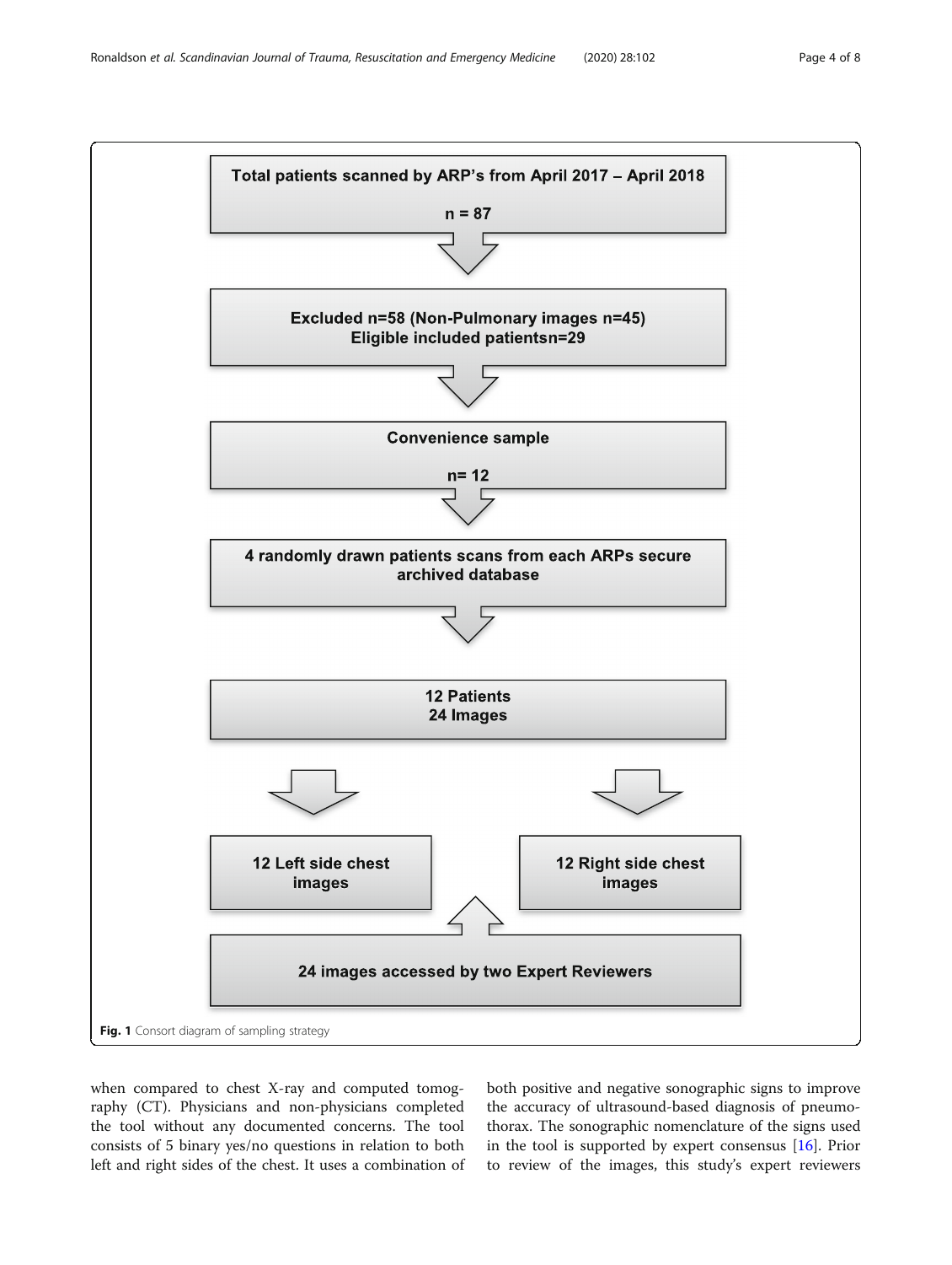Total patients scanned by ARP's from April 2017 – April 2018

n = 87

Excluded n=58 (Non-Pulmonary images n=45)
Eligible included patientsn=29

Convenience sample

n= 12

4 randomly drawn patients scans from each ARPs secure archived database

12 Patients
24 Images

12 Left side chest images

12 Right side chest images

24 images accessed by two Expert Reviewers

**Fig. 1** Consort diagram of sampling strategy

when compared to chest X-ray and computed tomography (CT). Physicians and non-physicians completed the tool without any documented concerns. The tool consists of 5 binary yes/no questions in relation to both left and right sides of the chest. It uses a combination of both positive and negative sonographic signs to improve the accuracy of ultrasound-based diagnosis of pneumothorax. The sonographic nomenclature of the signs used in the tool is supported by expert consensus [16]. Prior to review of the images, this study's expert reviewers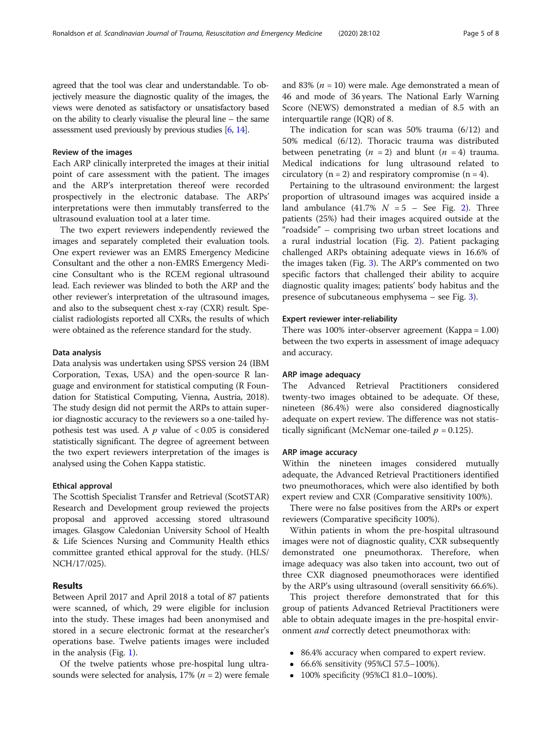agreed that the tool was clear and understandable. To objectively measure the diagnostic quality of the images, the views were denoted as satisfactory or unsatisfactory based on the ability to clearly visualise the pleural line – the same assessment used previously by previous studies [6, 14].

### Review of the images

Each ARP clinically interpreted the images at their initial point of care assessment with the patient. The images and the ARP's interpretation thereof were recorded prospectively in the electronic database. The ARPs' interpretations were then immutably transferred to the ultrasound evaluation tool at a later time.

The two expert reviewers independently reviewed the images and separately completed their evaluation tools. One expert reviewer was an EMRS Emergency Medicine Consultant and the other a non-EMRS Emergency Medicine Consultant who is the RCEM regional ultrasound lead. Each reviewer was blinded to both the ARP and the other reviewer's interpretation of the ultrasound images, and also to the subsequent chest x-ray (CXR) result. Specialist radiologists reported all CXRs, the results of which were obtained as the reference standard for the study.

### Data analysis

Data analysis was undertaken using SPSS version 24 (IBM Corporation, Texas, USA) and the open-source R language and environment for statistical computing (R Foundation for Statistical Computing, Vienna, Austria, 2018). The study design did not permit the ARPs to attain superior diagnostic accuracy to the reviewers so a one-tailed hypothesis test was used. A $p$ value of $< 0.05$ is considered statistically significant. The degree of agreement between the two expert reviewers interpretation of the images is analysed using the Cohen Kappa statistic.

### Ethical approval

The Scottish Specialist Transfer and Retrieval (ScotSTAR) Research and Development group reviewed the projects proposal and approved accessing stored ultrasound images. Glasgow Caledonian University School of Health & Life Sciences Nursing and Community Health ethics committee granted ethical approval for the study. (HLS/NCH/17/025).

## Results

Between April 2017 and April 2018 a total of 87 patients were scanned, of which, 29 were eligible for inclusion into the study. These images had been anonymised and stored in a secure electronic format at the researcher's operations base. Twelve patients images were included in the analysis (Fig. 1).

Of the twelve patients whose pre-hospital lung ultrasounds were selected for analysis, 17% ($n$ = 2) were female and 83% ($n$ = 10) were male. Age demonstrated a mean of 46 and mode of 36 years. The National Early Warning Score (NEWS) demonstrated a median of 8.5 with an interquartile range (IQR) of 8.

The indication for scan was 50% trauma (6/12) and 50% medical (6/12). Thoracic trauma was distributed between penetrating ($n$ = 2) and blunt ($n$ = 4) trauma. Medical indications for lung ultrasound related to circulatory (n = 2) and respiratory compromise (n = 4).

Pertaining to the ultrasound environment: the largest proportion of ultrasound images was acquired inside a land ambulance (41.7% $N$ = 5 – See Fig. 2). Three patients (25%) had their images acquired outside at the "roadside" – comprising two urban street locations and a rural industrial location (Fig. 2). Patient packaging challenged ARPs obtaining adequate views in 16.6% of the images taken (Fig. 3). The ARP's commented on two specific factors that challenged their ability to acquire diagnostic quality images; patients' body habitus and the presence of subcutaneous emphysema – see Fig. 3).

### Expert reviewer inter-reliability

There was 100% inter-observer agreement (Kappa = 1.00) between the two experts in assessment of image adequacy and accuracy.

### ARP image adequacy

The Advanced Retrieval Practitioners considered twenty-two images obtained to be adequate. Of these, nineteen (86.4%) were also considered diagnostically adequate on expert review. The difference was not statistically significant (McNemar one-tailed $p$ = 0.125).

### ARP image accuracy

Within the nineteen images considered mutually adequate, the Advanced Retrieval Practitioners identified two pneumothoraces, which were also identified by both expert review and CXR (Comparative sensitivity 100%).

There were no false positives from the ARPs or expert reviewers (Comparative specificity 100%).

Within patients in whom the pre-hospital ultrasound images were not of diagnostic quality, CXR subsequently demonstrated one pneumothorax. Therefore, when image adequacy was also taken into account, two out of three CXR diagnosed pneumothoraces were identified by the ARP's using ultrasound (overall sensitivity 66.6%).

This project therefore demonstrated that for this group of patients Advanced Retrieval Practitioners were able to obtain adequate images in the pre-hospital environment *and* correctly detect pneumothorax with:

- 86.4% accuracy when compared to expert review.
- 66.6% sensitivity (95%CI 57.5–100%).
- 100% specificity (95%CI 81.0–100%).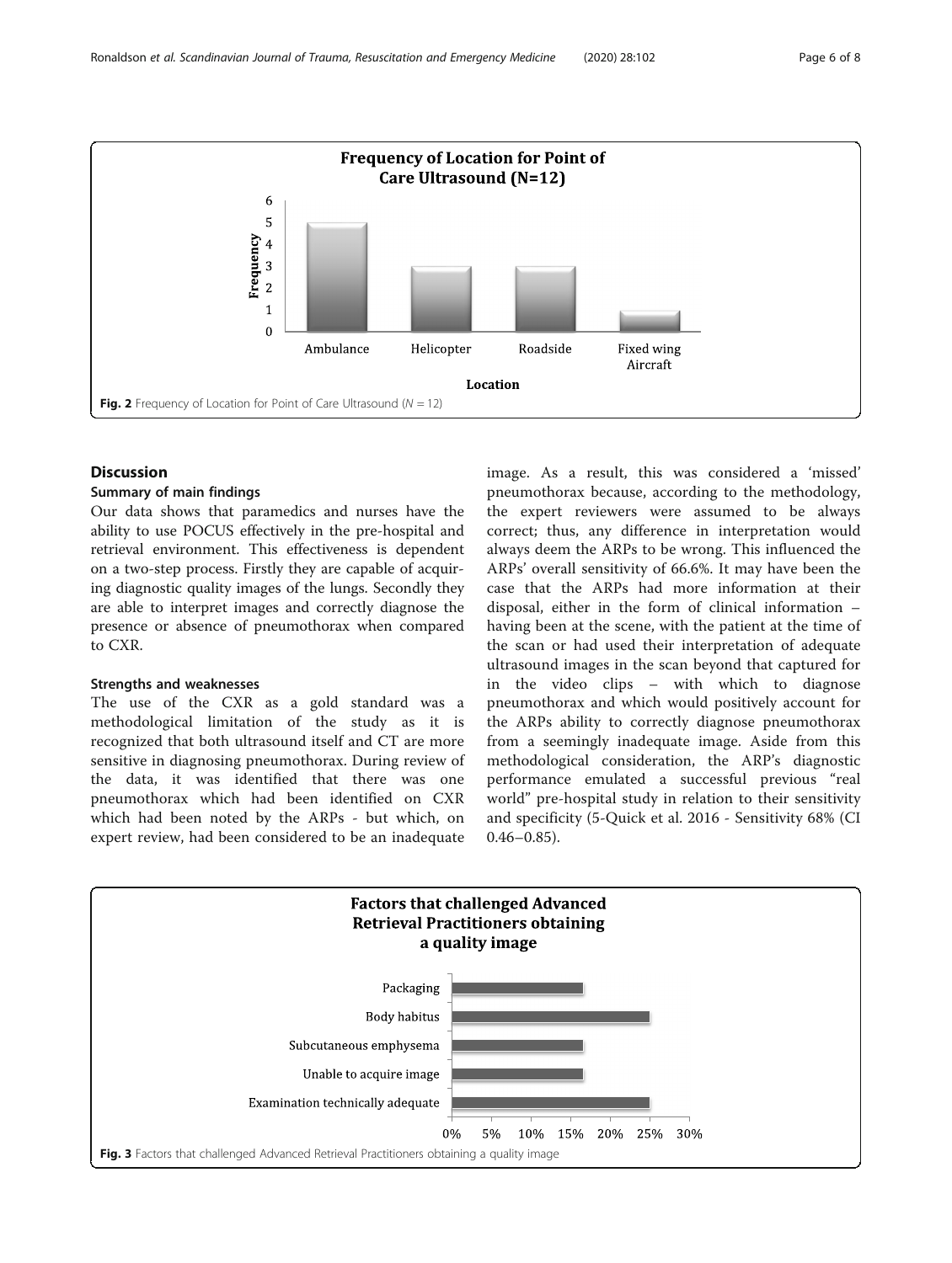Frequency of Location for Point of Care Ultrasound (N=12)

Frequency

6
5
4
3
2
1
0

Ambulance
Helicopter
Roadside
Fixed wing Aircraft

Location

**Fig. 2** Frequency of Location for Point of Care Ultrasound (*N* = 12)

## Discussion

### Summary of main findings

Our data shows that paramedics and nurses have the ability to use POCUS effectively in the pre-hospital and retrieval environment. This effectiveness is dependent on a two-step process. Firstly they are capable of acquiring diagnostic quality images of the lungs. Secondly they are able to interpret images and correctly diagnose the presence or absence of pneumothorax when compared to CXR.

### Strengths and weaknesses

The use of the CXR as a gold standard was a methodological limitation of the study as it is recognized that both ultrasound itself and CT are more sensitive in diagnosing pneumothorax. During review of the data, it was identified that there was one pneumothorax which had been identified on CXR which had been noted by the ARPs - but which, on expert review, had been considered to be an inadequate image. As a result, this was considered a 'missed' pneumothorax because, according to the methodology, the expert reviewers were assumed to be always correct; thus, any difference in interpretation would always deem the ARPs to be wrong. This influenced the ARPs' overall sensitivity of 66.6%. It may have been the case that the ARPs had more information at their disposal, either in the form of clinical information – having been at the scene, with the patient at the time of the scan or had used their interpretation of adequate ultrasound images in the scan beyond that captured for in the video clips – with which to diagnose pneumothorax and which would positively account for the ARPs ability to correctly diagnose pneumothorax from a seemingly inadequate image. Aside from this methodological consideration, the ARP's diagnostic performance emulated a successful previous "real world" pre-hospital study in relation to their sensitivity and specificity (5-Quick et al. 2016 - Sensitivity 68% (CI 0.46–0.85).

Factors that challenged Advanced Retrieval Practitioners obtaining a quality image

Packaging
Body habitus
Subcutaneous emphysema
Unable to acquire image
Examination technically adequate

0%
5%
10%
15%
20%
25%
30%

**Fig. 3** Factors that challenged Advanced Retrieval Practitioners obtaining a quality image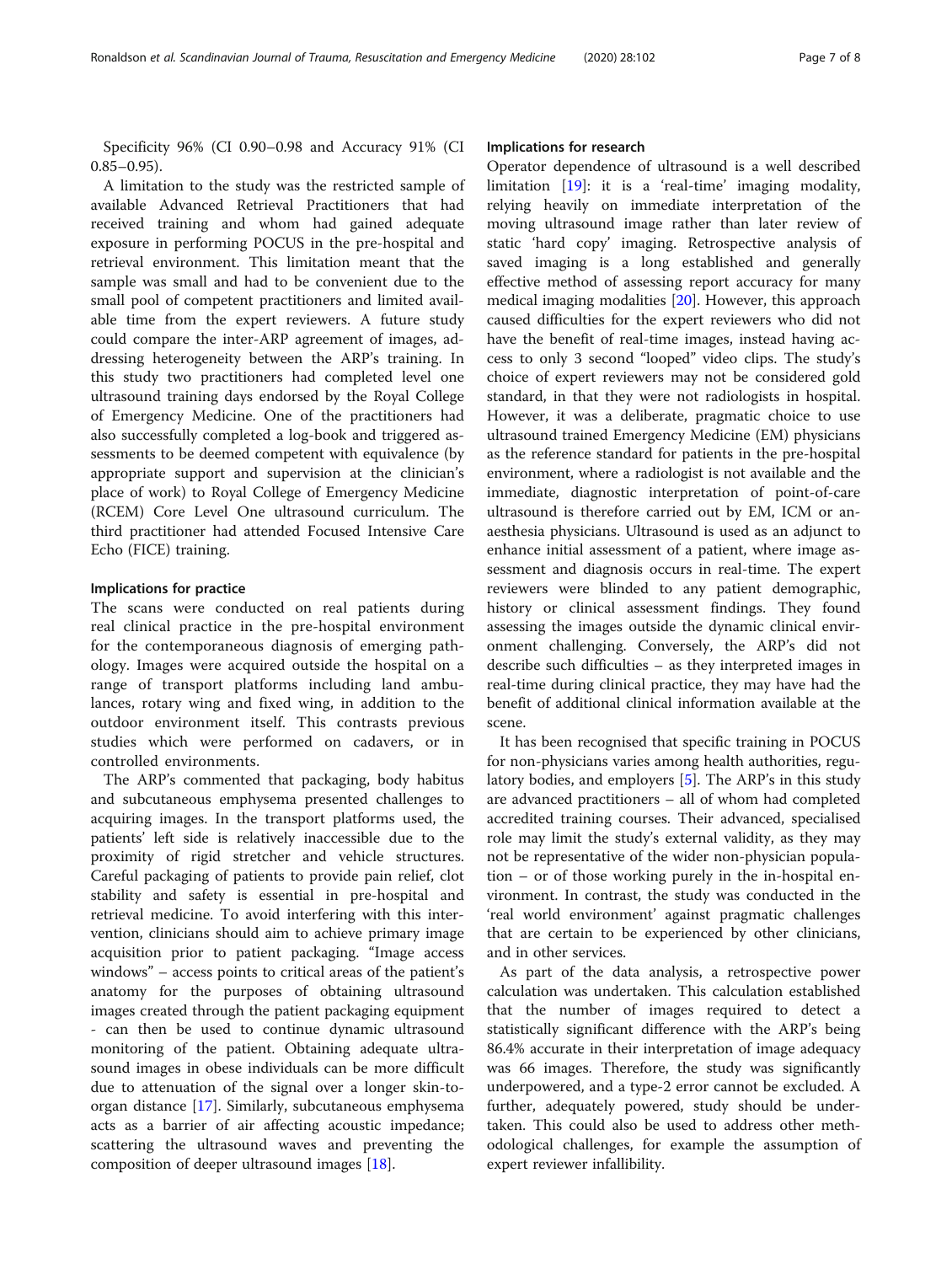Specificity 96% (CI 0.90–0.98 and Accuracy 91% (CI 0.85–0.95).

A limitation to the study was the restricted sample of available Advanced Retrieval Practitioners that had received training and whom had gained adequate exposure in performing POCUS in the pre-hospital and retrieval environment. This limitation meant that the sample was small and had to be convenient due to the small pool of competent practitioners and limited available time from the expert reviewers. A future study could compare the inter-ARP agreement of images, addressing heterogeneity between the ARP's training. In this study two practitioners had completed level one ultrasound training days endorsed by the Royal College of Emergency Medicine. One of the practitioners had also successfully completed a log-book and triggered assessments to be deemed competent with equivalence (by appropriate support and supervision at the clinician's place of work) to Royal College of Emergency Medicine (RCEM) Core Level One ultrasound curriculum. The third practitioner had attended Focused Intensive Care Echo (FICE) training.

### Implications for practice

The scans were conducted on real patients during real clinical practice in the pre-hospital environment for the contemporaneous diagnosis of emerging pathology. Images were acquired outside the hospital on a range of transport platforms including land ambulances, rotary wing and fixed wing, in addition to the outdoor environment itself. This contrasts previous studies which were performed on cadavers, or in controlled environments.

The ARP's commented that packaging, body habitus and subcutaneous emphysema presented challenges to acquiring images. In the transport platforms used, the patients' left side is relatively inaccessible due to the proximity of rigid stretcher and vehicle structures. Careful packaging of patients to provide pain relief, clot stability and safety is essential in pre-hospital and retrieval medicine. To avoid interfering with this intervention, clinicians should aim to achieve primary image acquisition prior to patient packaging. "Image access windows" – access points to critical areas of the patient's anatomy for the purposes of obtaining ultrasound images created through the patient packaging equipment - can then be used to continue dynamic ultrasound monitoring of the patient. Obtaining adequate ultrasound images in obese individuals can be more difficult due to attenuation of the signal over a longer skin-to-organ distance [17]. Similarly, subcutaneous emphysema acts as a barrier of air affecting acoustic impedance; scattering the ultrasound waves and preventing the composition of deeper ultrasound images [18].

### Implications for research

Operator dependence of ultrasound is a well described limitation [19]: it is a 'real-time' imaging modality, relying heavily on immediate interpretation of the moving ultrasound image rather than later review of static 'hard copy' imaging. Retrospective analysis of saved imaging is a long established and generally effective method of assessing report accuracy for many medical imaging modalities [20]. However, this approach caused difficulties for the expert reviewers who did not have the benefit of real-time images, instead having access to only 3 second "looped" video clips. The study's choice of expert reviewers may not be considered gold standard, in that they were not radiologists in hospital. However, it was a deliberate, pragmatic choice to use ultrasound trained Emergency Medicine (EM) physicians as the reference standard for patients in the pre-hospital environment, where a radiologist is not available and the immediate, diagnostic interpretation of point-of-care ultrasound is therefore carried out by EM, ICM or anaesthesia physicians. Ultrasound is used as an adjunct to enhance initial assessment of a patient, where image assessment and diagnosis occurs in real-time. The expert reviewers were blinded to any patient demographic, history or clinical assessment findings. They found assessing the images outside the dynamic clinical environment challenging. Conversely, the ARP's did not describe such difficulties – as they interpreted images in real-time during clinical practice, they may have had the benefit of additional clinical information available at the scene.

It has been recognised that specific training in POCUS for non-physicians varies among health authorities, regulatory bodies, and employers [5]. The ARP's in this study are advanced practitioners – all of whom had completed accredited training courses. Their advanced, specialised role may limit the study's external validity, as they may not be representative of the wider non-physician population – or of those working purely in the in-hospital environment. In contrast, the study was conducted in the 'real world environment' against pragmatic challenges that are certain to be experienced by other clinicians, and in other services.

As part of the data analysis, a retrospective power calculation was undertaken. This calculation established that the number of images required to detect a statistically significant difference with the ARP's being 86.4% accurate in their interpretation of image adequacy was 66 images. Therefore, the study was significantly underpowered, and a type-2 error cannot be excluded. A further, adequately powered, study should be undertaken. This could also be used to address other methodological challenges, for example the assumption of expert reviewer infallibility.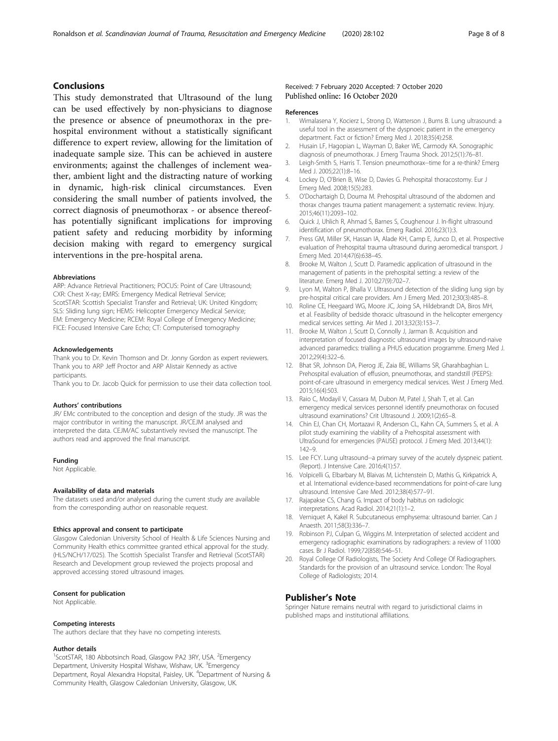## Conclusions

This study demonstrated that Ultrasound of the lung can be used effectively by non-physicians to diagnose the presence or absence of pneumothorax in the pre-hospital environment without a statistically significant difference to expert review, allowing for the limitation of inadequate sample size. This can be achieved in austere environments; against the challenges of inclement weather, ambient light and the distracting nature of working in dynamic, high-risk clinical circumstances. Even considering the small number of patients involved, the correct diagnosis of pneumothorax - or absence thereof- has potentially significant implications for improving patient safety and reducing morbidity by informing decision making with regard to emergency surgical interventions in the pre-hospital arena.

#### Abbreviations

ARP: Advance Retrieval Practitioners; POCUS: Point of Care Ultrasound; CXR: Chest X-ray; EMRS: Emergency Medical Retrieval Service; ScotSTAR: Scottish Specialist Transfer and Retrieval; UK: United Kingdom; SLS: Sliding lung sign; HEMS: Helicopter Emergency Medical Service; EM: Emergency Medicine; RCEM: Royal College of Emergency Medicine; FICE: Focused Intensive Care Echo; CT: Computerised tomography

#### Acknowledgements

Thank you to Dr. Kevin Thomson and Dr. Jonny Gordon as expert reviewers. Thank you to ARP Jeff Proctor and ARP Alistair Kennedy as active participants.

Thank you to Dr. Jacob Quick for permission to use their data collection tool.

#### Authors' contributions

JR/ EMc contributed to the conception and design of the study. JR was the major contributor in writing the manuscript. JR/CEJM analysed and interpreted the data. CEJM/AC substantively revised the manuscript. The authors read and approved the final manuscript.

#### Funding

Not Applicable.

#### Availability of data and materials

The datasets used and/or analysed during the current study are available from the corresponding author on reasonable request.

#### Ethics approval and consent to participate

Glasgow Caledonian University School of Health & Life Sciences Nursing and Community Health ethics committee granted ethical approval for the study. (HLS/NCH/17/025). The Scottish Specialist Transfer and Retrieval (ScotSTAR) Research and Development group reviewed the projects proposal and approved accessing stored ultrasound images.

#### Consent for publication

Not Applicable.

#### Competing interests

The authors declare that they have no competing interests.

#### Author details

[1]ScotSTAR, 180 Abbotsinch Road, Glasgow PA2 3RY, USA. [2]Emergency Department, University Hospital Wishaw, Wishaw, UK. [3]Emergency Department, Royal Alexandra Hopsital, Paisley, UK. [4]Department of Nursing & Community Health, Glasgow Caledonian University, Glasgow, UK.

Received: 7 February 2020 Accepted: 7 October 2020
Published online: 16 October 2020

#### References

1. Wimalasena Y, Kocierz L, Strong D, Watterson J, Burns B. Lung ultrasound: a useful tool in the assessment of the dyspnoeic patient in the emergency department. Fact or fiction? Emerg Med J. 2018;35(4):258.
2. Husain LF, Hagopian L, Wayman D, Baker WE, Carmody KA. Sonographic diagnosis of pneumothorax. J Emerg Trauma Shock. 2012;5(1):76–81.
3. Leigh-Smith S, Harris T. Tension pneumothorax--time for a re-think? Emerg Med J. 2005;22(1):8–16.
4. Lockey D, O'Brien B, Wise D, Davies G. Prehospital thoracostomy. Eur J Emerg Med. 2008;15(5):283.
5. O'Dochartaigh D, Douma M. Prehospital ultrasound of the abdomen and thorax changes trauma patient management: a systematic review. Injury. 2015;46(11):2093–102.
6. Quick J, Uhlich R, Ahmad S, Barnes S, Coughenour J. In-flight ultrasound identification of pneumothorax. Emerg Radiol. 2016;23(1):3.
7. Press GM, Miller SK, Hassan IA, Alade KH, Camp E, Junco D, et al. Prospective evaluation of Prehospital trauma ultrasound during aeromedical transport. J Emerg Med. 2014;47(6):638–45.
8. Brooke M, Walton J, Scutt D. Paramedic application of ultrasound in the management of patients in the prehospital setting: a review of the literature. Emerg Med J. 2010;27(9):702–7.
9. Lyon M, Walton P, Bhalla V. Ultrasound detection of the sliding lung sign by pre-hospital critical care providers. Am J Emerg Med. 2012;30(3):485–8.
10. Roline CE, Heegaard WG, Moore JC, Joing SA, Hildebrandt DA, Biros MH, et al. Feasibility of bedside thoracic ultrasound in the helicopter emergency medical services setting. Air Med J. 2013;32(3):153–7.
11. Brooke M, Walton J, Scutt D, Connolly J, Jarman B. Acquisition and interpretation of focused diagnostic ultrasound images by ultrasound-naive advanced paramedics: trialling a PHUS education programme. Emerg Med J. 2012;29(4):322–6.
12. Bhat SR, Johnson DA, Pierog JE, Zaia BE, Williams SR, Gharahbaghian L. Prehospital evaluation of effusion, pneumothorax, and standstill (PEEPS): point-of-care ultrasound in emergency medical services. West J Emerg Med. 2015;16(4):503.
13. Raio C, Modayil V, Cassara M, Dubon M, Patel J, Shah T, et al. Can emergency medical services personnel identify pneumothorax on focused ultrasound examinations? Crit Ultrasound J. 2009;1(2):65–8.
14. Chin EJ, Chan CH, Mortazavi R, Anderson CL, Kahn CA, Summers S, et al. A pilot study examining the viability of a Prehospital assessment with UltraSound for emergencies (PAUSE) protocol. J Emerg Med. 2013;44(1): 142–9.
15. Lee FCY. Lung ultrasound--a primary survey of the acutely dyspneic patient. (Report). J Intensive Care. 2016;4(1):57.
16. Volpicelli G, Elbarbary M, Blaivas M, Lichtenstein D, Mathis G, Kirkpatrick A, et al. International evidence-based recommendations for point-of-care lung ultrasound. Intensive Care Med. 2012;38(4):577–91.
17. Rajapakse CS, Chang G. Impact of body habitus on radiologic interpretations. Acad Radiol. 2014;21(1):1–2.
18. Verniquet A, Kakel R. Subcutaneous emphysema: ultrasound barrier. Can J Anaesth. 2011;58(3):336–7.
19. Robinson PJ, Culpan G, Wiggins M. Interpretation of selected accident and emergency radiographic examinations by radiographers: a review of 11000 cases. Br J Radiol. 1999;72(858):546–51.
20. Royal College Of Radiologists, The Society And College Of Radiographers. Standards for the provision of an ultrasound service. London: The Royal College of Radiologists; 2014.

## Publisher's Note

Springer Nature remains neutral with regard to jurisdictional claims in published maps and institutional affiliations.